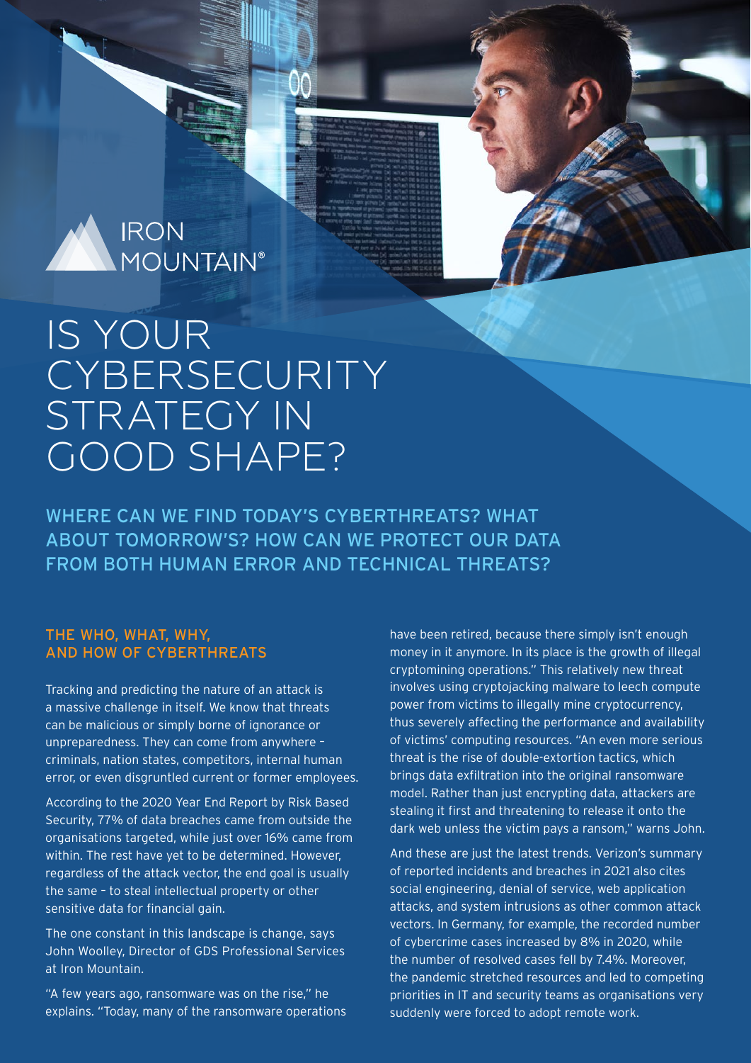IRON MOUNTAIN®

# IS YOUR CYBERSECURITY STRATEGY IN GOOD SHAPE?

## WHERE CAN WE FIND TODAY'S CYBERTHREATS? WHAT ABOUT TOMORROW'S? HOW CAN WE PROTECT OUR DATA FROM BOTH HUMAN ERROR AND TECHNICAL THREATS?

### THE WHO, WHAT, WHY, AND HOW OF CYBERTHREATS

Tracking and predicting the nature of an attack is a massive challenge in itself. We know that threats can be malicious or simply borne of ignorance or unpreparedness. They can come from anywhere – criminals, nation states, competitors, internal human error, or even disgruntled current or former employees.

According to the 2020 Year End Report by Risk Based Security, 77% of data breaches came from outside the organisations targeted, while just over 16% came from within. The rest have yet to be determined. However, regardless of the attack vector, the end goal is usually the same – to steal intellectual property or other sensitive data for financial gain.

The one constant in this landscape is change, says John Woolley, Director of GDS Professional Services at Iron Mountain.

"A few years ago, ransomware was on the rise," he explains. "Today, many of the ransomware operations have been retired, because there simply isn't enough money in it anymore. In its place is the growth of illegal cryptomining operations." This relatively new threat involves using cryptojacking malware to leech compute power from victims to illegally mine cryptocurrency, thus severely affecting the performance and availability of victims' computing resources. "An even more serious threat is the rise of double-extortion tactics, which brings data exfiltration into the original ransomware model. Rather than just encrypting data, attackers are stealing it first and threatening to release it onto the dark web unless the victim pays a ransom," warns John.

And these are just the latest trends. Verizon's summary of reported incidents and breaches in 2021 also cites social engineering, denial of service, web application attacks, and system intrusions as other common attack vectors. In Germany, for example, the recorded number of cybercrime cases increased by 8% in 2020, while the number of resolved cases fell by 7.4%. Moreover, the pandemic stretched resources and led to competing priorities in IT and security teams as organisations very suddenly were forced to adopt remote work.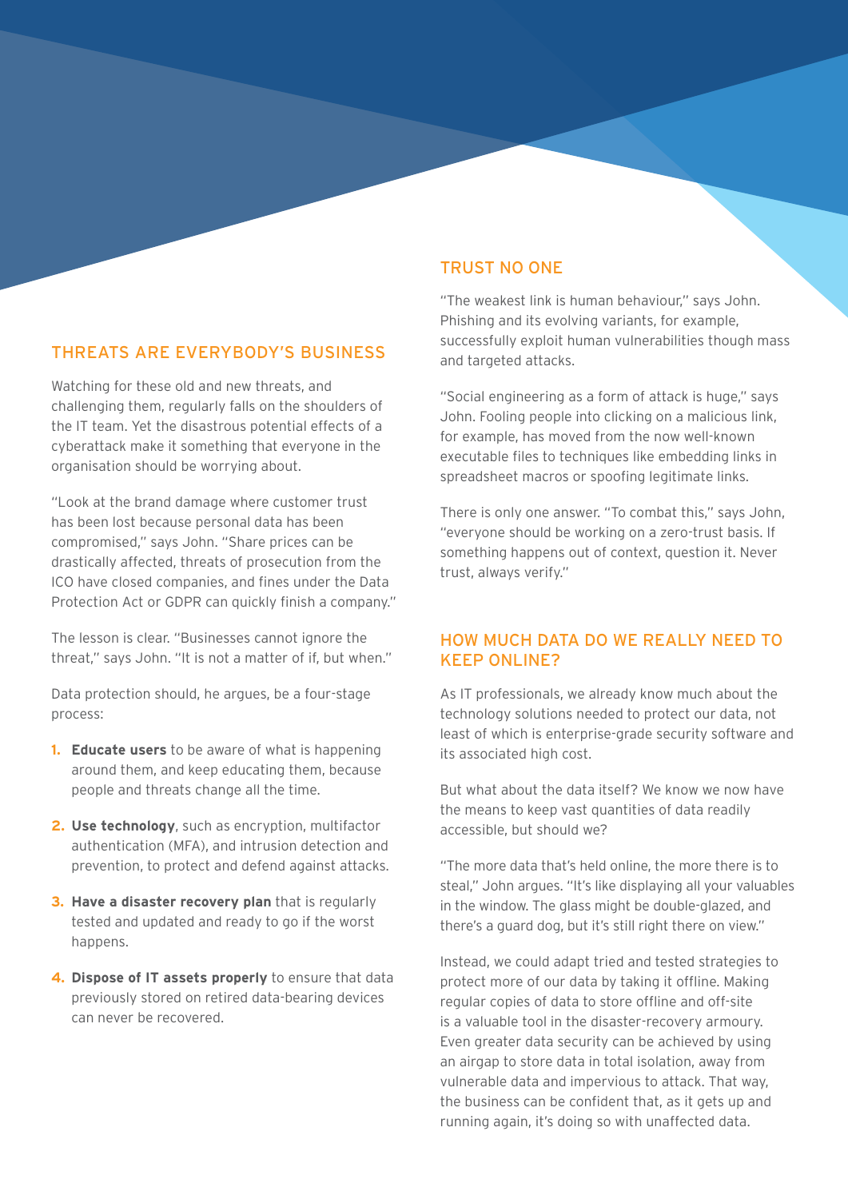## THREATS ARE EVERYBODY'S BUSINESS

Watching for these old and new threats, and challenging them, regularly falls on the shoulders of the IT team. Yet the disastrous potential effects of a cyberattack make it something that everyone in the organisation should be worrying about.

"Look at the brand damage where customer trust has been lost because personal data has been compromised," says John. "Share prices can be drastically affected, threats of prosecution from the ICO have closed companies, and fines under the Data Protection Act or GDPR can quickly finish a company."

The lesson is clear. "Businesses cannot ignore the threat," says John. "It is not a matter of if, but when."

Data protection should, he argues, be a four-stage process:

1. **Educate users** to be aware of what is happening around them, and keep educating them, because people and threats change all the time.
2. **Use technology**, such as encryption, multifactor authentication (MFA), and intrusion detection and prevention, to protect and defend against attacks.
3. **Have a disaster recovery plan** that is regularly tested and updated and ready to go if the worst happens.
4. **Dispose of IT assets properly** to ensure that data previously stored on retired data-bearing devices can never be recovered.

## TRUST NO ONE

"The weakest link is human behaviour," says John. Phishing and its evolving variants, for example, successfully exploit human vulnerabilities though mass and targeted attacks.

"Social engineering as a form of attack is huge," says John. Fooling people into clicking on a malicious link, for example, has moved from the now well-known executable files to techniques like embedding links in spreadsheet macros or spoofing legitimate links.

There is only one answer. "To combat this," says John, "everyone should be working on a zero-trust basis. If something happens out of context, question it. Never trust, always verify."

## HOW MUCH DATA DO WE REALLY NEED TO KEEP ONLINE?

As IT professionals, we already know much about the technology solutions needed to protect our data, not least of which is enterprise-grade security software and its associated high cost.

But what about the data itself? We know we now have the means to keep vast quantities of data readily accessible, but should we?

"The more data that's held online, the more there is to steal," John argues. "It's like displaying all your valuables in the window. The glass might be double-glazed, and there's a guard dog, but it's still right there on view."

Instead, we could adapt tried and tested strategies to protect more of our data by taking it offline. Making regular copies of data to store offline and off-site is a valuable tool in the disaster-recovery armoury. Even greater data security can be achieved by using an airgap to store data in total isolation, away from vulnerable data and impervious to attack. That way, the business can be confident that, as it gets up and running again, it's doing so with unaffected data.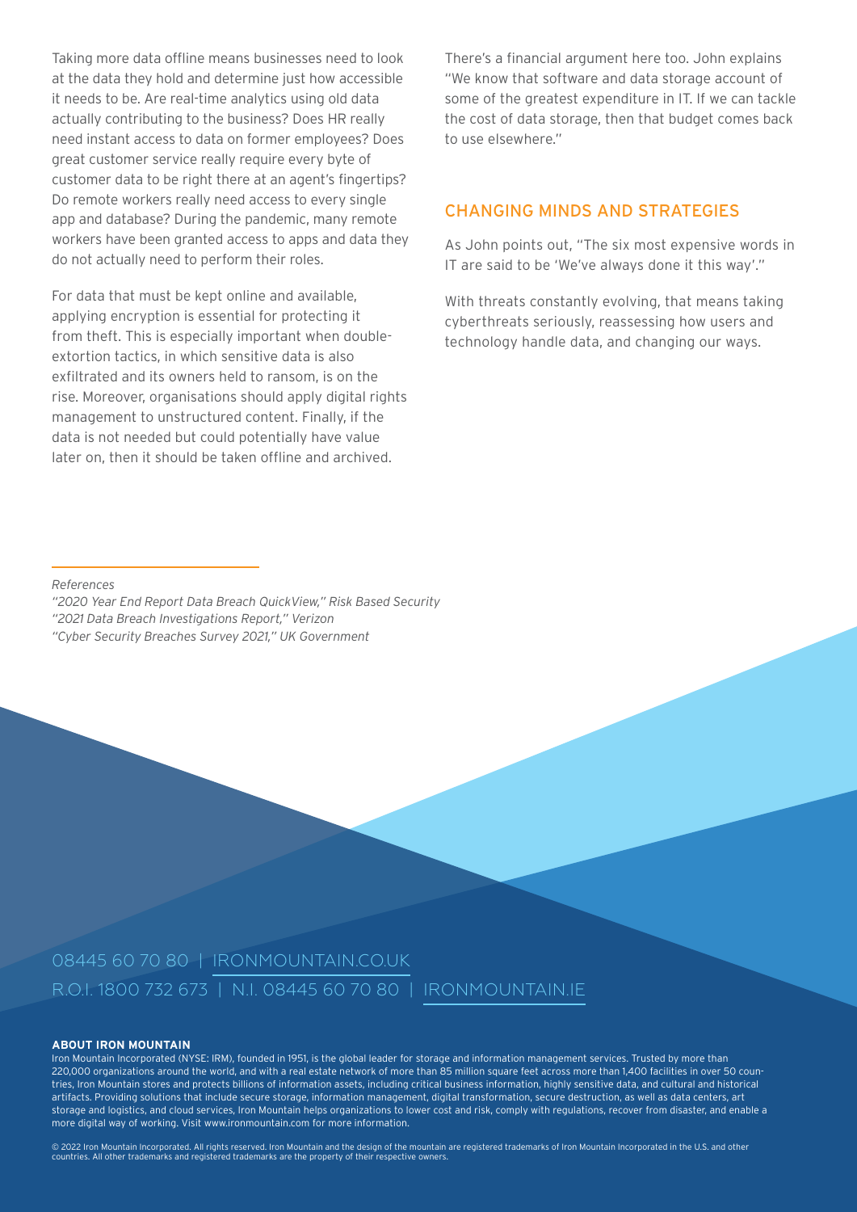Taking more data offline means businesses need to look at the data they hold and determine just how accessible it needs to be. Are real-time analytics using old data actually contributing to the business? Does HR really need instant access to data on former employees? Does great customer service really require every byte of customer data to be right there at an agent's fingertips? Do remote workers really need access to every single app and database? During the pandemic, many remote workers have been granted access to apps and data they do not actually need to perform their roles.

For data that must be kept online and available, applying encryption is essential for protecting it from theft. This is especially important when double-extortion tactics, in which sensitive data is also exfiltrated and its owners held to ransom, is on the rise. Moreover, organisations should apply digital rights management to unstructured content. Finally, if the data is not needed but could potentially have value later on, then it should be taken offline and archived.

There's a financial argument here too. John explains "We know that software and data storage account of some of the greatest expenditure in IT. If we can tackle the cost of data storage, then that budget comes back to use elsewhere."

## CHANGING MINDS AND STRATEGIES

As John points out, "The six most expensive words in IT are said to be 'We've always done it this way'."

With threats constantly evolving, that means taking cyberthreats seriously, reassessing how users and technology handle data, and changing our ways.

*References*

*"2020 Year End Report Data Breach QuickView," Risk Based Security*

*"2021 Data Breach Investigations Report," Verizon*

*"Cyber Security Breaches Survey 2021," UK Government*

08445 60 70 80 | IRONMOUNTAIN.CO.UK

R.O.I. 1800 732 673 | N.I. 08445 60 70 80 | IRONMOUNTAIN.IE

**ABOUT IRON MOUNTAIN**

Iron Mountain Incorporated (NYSE: IRM), founded in 1951, is the global leader for storage and information management services. Trusted by more than 220,000 organizations around the world, and with a real estate network of more than 85 million square feet across more than 1,400 facilities in over 50 countries, Iron Mountain stores and protects billions of information assets, including critical business information, highly sensitive data, and cultural and historical artifacts. Providing solutions that include secure storage, information management, digital transformation, secure destruction, as well as data centers, art storage and logistics, and cloud services, Iron Mountain helps organizations to lower cost and risk, comply with regulations, recover from disaster, and enable a more digital way of working. Visit www.ironmountain.com for more information.

© 2022 Iron Mountain Incorporated. All rights reserved. Iron Mountain and the design of the mountain are registered trademarks of Iron Mountain Incorporated in the U.S. and other countries. All other trademarks and registered trademarks are the property of their respective owners.